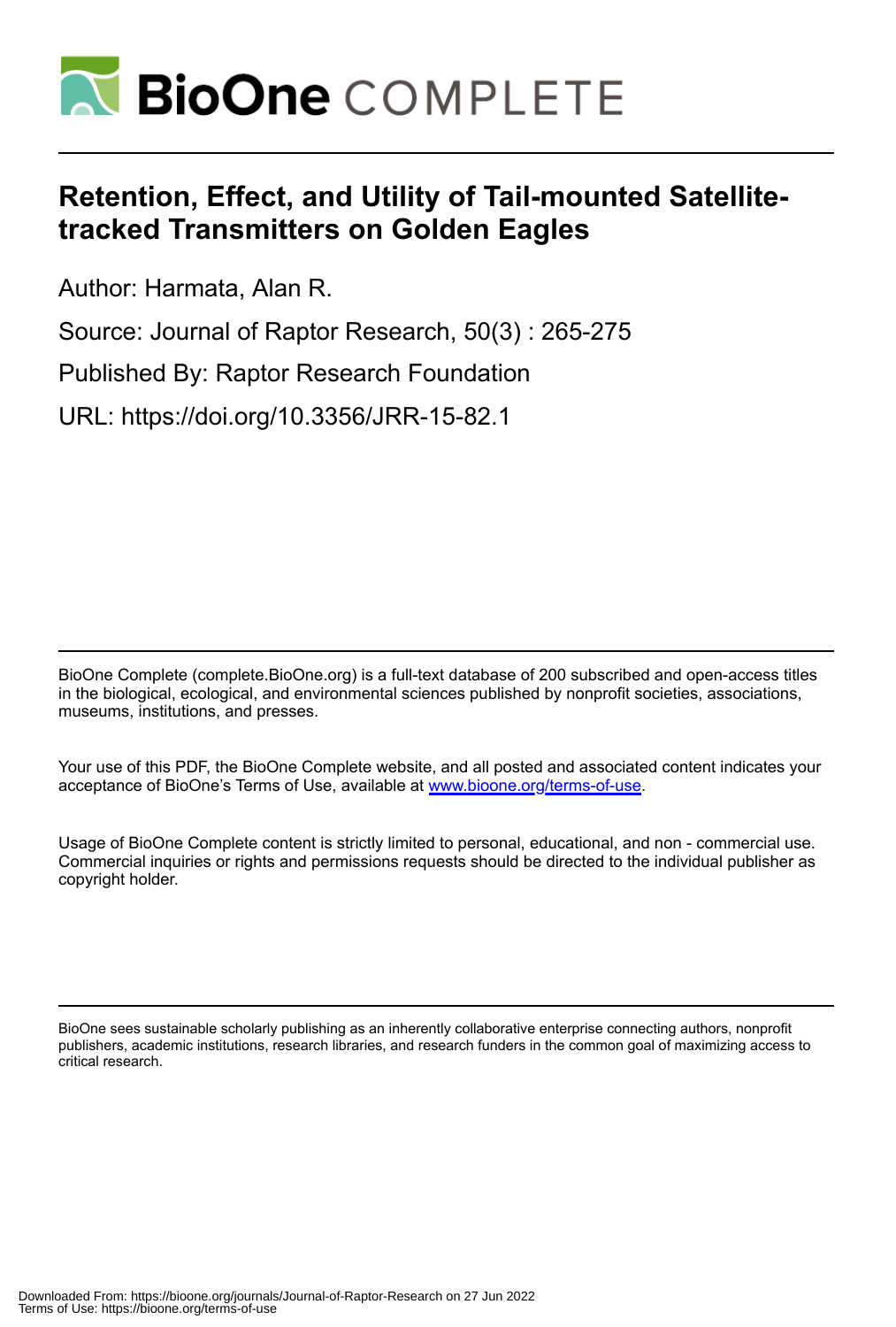# Retention, Effect, and Utility of Tail-mounted Satellite-tracked Transmitters on Golden Eagles

Author: Harmata, Alan R.

Source: Journal of Raptor Research, 50(3) : 265-275

Published By: Raptor Research Foundation

URL: https://doi.org/10.3356/JRR-15-82.1

BioOne Complete (complete.BioOne.org) is a full-text database of 200 subscribed and open-access titles in the biological, ecological, and environmental sciences published by nonprofit societies, associations, museums, institutions, and presses.

Your use of this PDF, the BioOne Complete website, and all posted and associated content indicates your acceptance of BioOne's Terms of Use, available at www.bioone.org/terms-of-use.

Usage of BioOne Complete content is strictly limited to personal, educational, and non - commercial use. Commercial inquiries or rights and permissions requests should be directed to the individual publisher as copyright holder.

BioOne sees sustainable scholarly publishing as an inherently collaborative enterprise connecting authors, nonprofit publishers, academic institutions, research libraries, and research funders in the common goal of maximizing access to critical research.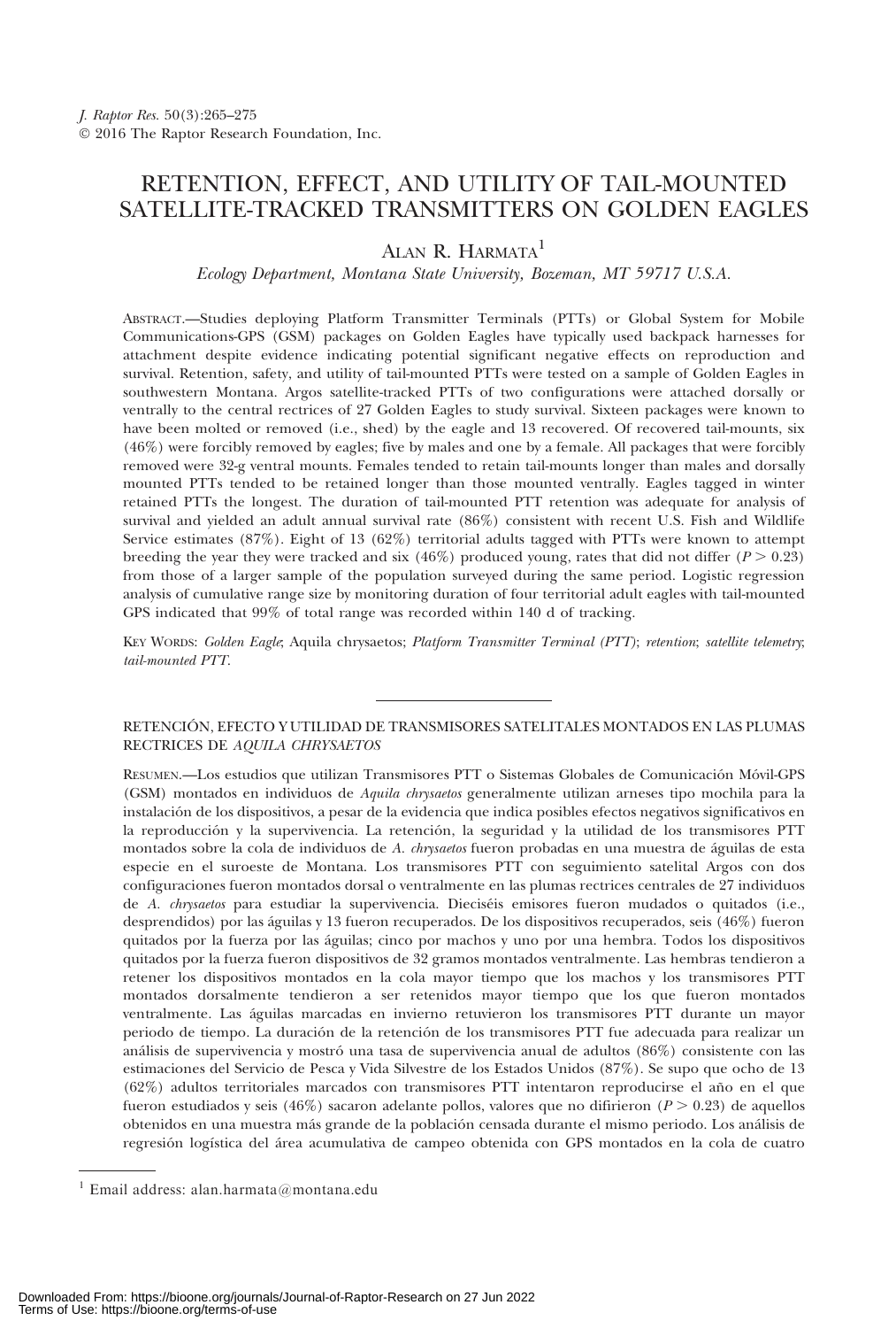# RETENTION, EFFECT, AND UTILITY OF TAIL-MOUNTED SATELLITE-TRACKED TRANSMITTERS ON GOLDEN EAGLES

ALAN R. HARMATA[1]

*Ecology Department, Montana State University, Bozeman, MT 59717 U.S.A.*

ABSTRACT.—Studies deploying Platform Transmitter Terminals (PTTs) or Global System for Mobile Communications-GPS (GSM) packages on Golden Eagles have typically used backpack harnesses for attachment despite evidence indicating potential significant negative effects on reproduction and survival. Retention, safety, and utility of tail-mounted PTTs were tested on a sample of Golden Eagles in southwestern Montana. Argos satellite-tracked PTTs of two configurations were attached dorsally or ventrally to the central rectrices of 27 Golden Eagles to study survival. Sixteen packages were known to have been molted or removed (i.e., shed) by the eagle and 13 recovered. Of recovered tail-mounts, six (46%) were forcibly removed by eagles; five by males and one by a female. All packages that were forcibly removed were 32-g ventral mounts. Females tended to retain tail-mounts longer than males and dorsally mounted PTTs tended to be retained longer than those mounted ventrally. Eagles tagged in winter retained PTTs the longest. The duration of tail-mounted PTT retention was adequate for analysis of survival and yielded an adult annual survival rate (86%) consistent with recent U.S. Fish and Wildlife Service estimates (87%). Eight of 13 (62%) territorial adults tagged with PTTs were known to attempt breeding the year they were tracked and six (46%) produced young, rates that did not differ ($P > 0.23$) from those of a larger sample of the population surveyed during the same period. Logistic regression analysis of cumulative range size by monitoring duration of four territorial adult eagles with tail-mounted GPS indicated that 99% of total range was recorded within 140 d of tracking.

KEY WORDS: *Golden Eagle*; Aquila chrysaetos; *Platform Transmitter Terminal (PTT)*; *retention*; *satellite telemetry*; *tail-mounted PTT*.

---

RETENCIÓN, EFECTO Y UTILIDAD DE TRANSMISORES SATELITALES MONTADOS EN LAS PLUMAS RECTRICES DE *AQUILA CHRYSAETOS*

RESUMEN.—Los estudios que utilizan Transmisores PTT o Sistemas Globales de Comunicación Móvil-GPS (GSM) montados en individuos de *Aquila chrysaetos* generalmente utilizan arneses tipo mochila para la instalación de los dispositivos, a pesar de la evidencia que indica posibles efectos negativos significativos en la reproducción y la supervivencia. La retención, la seguridad y la utilidad de los transmisores PTT montados sobre la cola de individuos de *A. chrysaetos* fueron probadas en una muestra de águilas de esta especie en el suroeste de Montana. Los transmisores PTT con seguimiento satelital Argos con dos configuraciones fueron montados dorsal o ventralmente en las plumas rectrices centrales de 27 individuos de *A. chrysaetos* para estudiar la supervivencia. Dieciséis emisores fueron mudados o quitados (i.e., desprendidos) por las águilas y 13 fueron recuperados. De los dispositivos recuperados, seis (46%) fueron quitados por la fuerza por las águilas; cinco por machos y uno por una hembra. Todos los dispositivos quitados por la fuerza fueron dispositivos de 32 gramos montados ventralmente. Las hembras tendieron a retener los dispositivos montados en la cola mayor tiempo que los machos y los transmisores PTT montados dorsalmente tendieron a ser retenidos mayor tiempo que los que fueron montados ventralmente. Las águilas marcadas en invierno retuvieron los transmisores PTT durante un mayor periodo de tiempo. La duración de la retención de los transmisores PTT fue adecuada para realizar un análisis de supervivencia y mostró una tasa de supervivencia anual de adultos (86%) consistente con las estimaciones del Servicio de Pesca y Vida Silvestre de los Estados Unidos (87%). Se supo que ocho de 13 (62%) adultos territoriales marcados con transmisores PTT intentaron reproducirse el año en el que fueron estudiados y seis (46%) sacaron adelante pollos, valores que no difirieron ($P > 0.23$) de aquellos obtenidos en una muestra más grande de la población censada durante el mismo periodo. Los análisis de regresión logística del área acumulativa de campeo obtenida con GPS montados en la cola de cuatro

---

[1] Email address: alan.harmata@montana.edu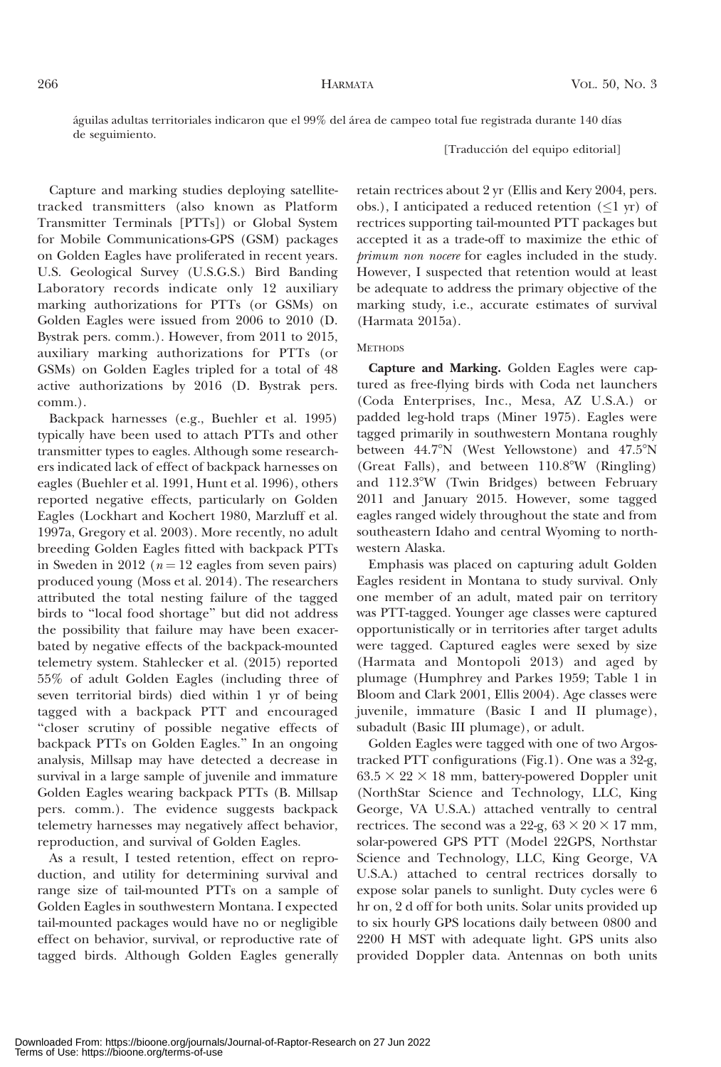águilas adultas territoriales indicaron que el 99% del área de campeo total fue registrada durante 140 días de seguimiento.

[Traducción del equipo editorial]

Capture and marking studies deploying satellite-tracked transmitters (also known as Platform Transmitter Terminals [PTTs]) or Global System for Mobile Communications-GPS (GSM) packages on Golden Eagles have proliferated in recent years. U.S. Geological Survey (U.S.G.S.) Bird Banding Laboratory records indicate only 12 auxiliary marking authorizations for PTTs (or GSMs) on Golden Eagles were issued from 2006 to 2010 (D. Bystrak pers. comm.). However, from 2011 to 2015, auxiliary marking authorizations for PTTs (or GSMs) on Golden Eagles tripled for a total of 48 active authorizations by 2016 (D. Bystrak pers. comm.).

Backpack harnesses (e.g., Buehler et al. 1995) typically have been used to attach PTTs and other transmitter types to eagles. Although some researchers indicated lack of effect of backpack harnesses on eagles (Buehler et al. 1991, Hunt et al. 1996), others reported negative effects, particularly on Golden Eagles (Lockhart and Kochert 1980, Marzluff et al. 1997a, Gregory et al. 2003). More recently, no adult breeding Golden Eagles fitted with backpack PTTs in Sweden in 2012 ($n = 12$ eagles from seven pairs) produced young (Moss et al. 2014). The researchers attributed the total nesting failure of the tagged birds to "local food shortage" but did not address the possibility that failure may have been exacerbated by negative effects of the backpack-mounted telemetry system. Stahlecker et al. (2015) reported 55% of adult Golden Eagles (including three of seven territorial birds) died within 1 yr of being tagged with a backpack PTT and encouraged "closer scrutiny of possible negative effects of backpack PTTs on Golden Eagles." In an ongoing analysis, Millsap may have detected a decrease in survival in a large sample of juvenile and immature Golden Eagles wearing backpack PTTs (B. Millsap pers. comm.). The evidence suggests backpack telemetry harnesses may negatively affect behavior, reproduction, and survival of Golden Eagles.

As a result, I tested retention, effect on reproduction, and utility for determining survival and range size of tail-mounted PTTs on a sample of Golden Eagles in southwestern Montana. I expected tail-mounted packages would have no or negligible effect on behavior, survival, or reproductive rate of tagged birds. Although Golden Eagles generally retain rectrices about 2 yr (Ellis and Kery 2004, pers. obs.), I anticipated a reduced retention ($\leq$1 yr) of rectrices supporting tail-mounted PTT packages but accepted it as a trade-off to maximize the ethic of *primum non nocere* for eagles included in the study. However, I suspected that retention would at least be adequate to address the primary objective of the marking study, i.e., accurate estimates of survival (Harmata 2015a).

## METHODS

**Capture and Marking.** Golden Eagles were captured as free-flying birds with Coda net launchers (Coda Enterprises, Inc., Mesa, AZ U.S.A.) or padded leg-hold traps (Miner 1975). Eagles were tagged primarily in southwestern Montana roughly between 44.7°N (West Yellowstone) and 47.5°N (Great Falls), and between 110.8°W (Ringling) and 112.3°W (Twin Bridges) between February 2011 and January 2015. However, some tagged eagles ranged widely throughout the state and from southeastern Idaho and central Wyoming to northwestern Alaska.

Emphasis was placed on capturing adult Golden Eagles resident in Montana to study survival. Only one member of an adult, mated pair on territory was PTT-tagged. Younger age classes were captured opportunistically or in territories after target adults were tagged. Captured eagles were sexed by size (Harmata and Montopoli 2013) and aged by plumage (Humphrey and Parkes 1959; Table 1 in Bloom and Clark 2001, Ellis 2004). Age classes were juvenile, immature (Basic I and II plumage), subadult (Basic III plumage), or adult.

Golden Eagles were tagged with one of two Argos-tracked PTT configurations (Fig.1). One was a 32-g, $63.5 \times 22 \times 18$ mm, battery-powered Doppler unit (NorthStar Science and Technology, LLC, King George, VA U.S.A.) attached ventrally to central rectrices. The second was a 22-g, $63 \times 20 \times 17$ mm, solar-powered GPS PTT (Model 22GPS, Northstar Science and Technology, LLC, King George, VA U.S.A.) attached to central rectrices dorsally to expose solar panels to sunlight. Duty cycles were 6 hr on, 2 d off for both units. Solar units provided up to six hourly GPS locations daily between 0800 and 2200 H MST with adequate light. GPS units also provided Doppler data. Antennas on both units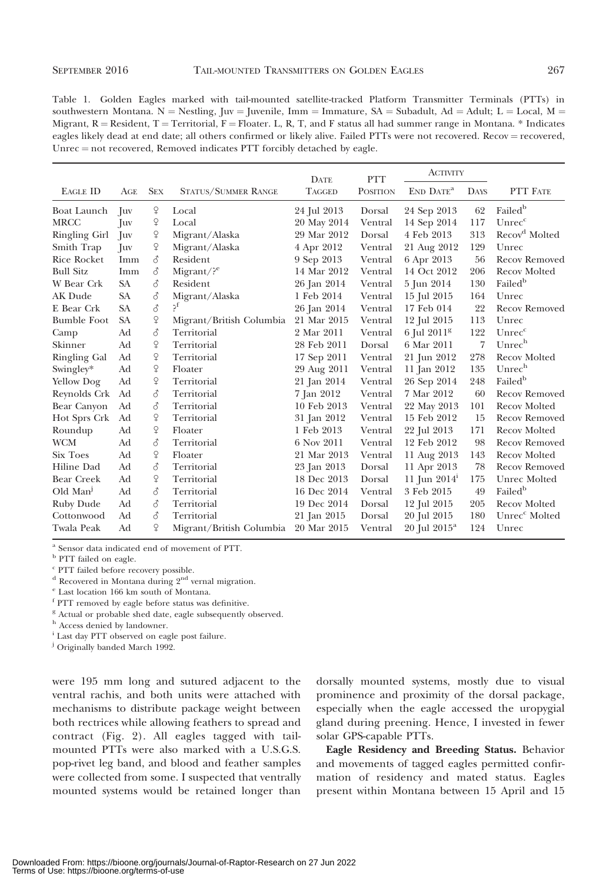Table 1. Golden Eagles marked with tail-mounted satellite-tracked Platform Transmitter Terminals (PTTs) in southwestern Montana. N = Nestling, Juv = Juvenile, Imm = Immature, SA = Subadult, Ad = Adult; L = Local, M = Migrant, R = Resident, T = Territorial, F = Floater. L, R, T, and F status all had summer range in Montana. * Indicates eagles likely dead at end date; all others confirmed or likely alive. Failed PTTs were not recovered. Recov = recovered, Unrec = not recovered, Removed indicates PTT forcibly detached by eagle.

| Eagle ID | Age | Sex | Status/Summer Range | Date Tagged | PTT Position | Activity | | PTT Fate |
|---|---|---|---|---|---|---|---|---|
| | | | | | | End Date[a] | Days | |
| Boat Launch | Juv | ♀ | Local | 24 Jul 2013 | Dorsal | 24 Sep 2013 | 62 | Failed[b] |
| MRCC | Juv | ♀ | Local | 20 May 2014 | Ventral | 14 Sep 2014 | 117 | Unrec[c] |
| Ringling Girl | Juv | ♀ | Migrant/Alaska | 29 Mar 2012 | Dorsal | 4 Feb 2013 | 313 | Recov[d] Molted |
| Smith Trap | Juv | ♀ | Migrant/Alaska | 4 Apr 2012 | Ventral | 21 Aug 2012 | 129 | Unrec |
| Rice Rocket | Imm | ♂ | Resident | 9 Sep 2013 | Ventral | 6 Apr 2013 | 56 | Recov Removed |
| Bull Sitz | Imm | ♂ | Migrant/?[e] | 14 Mar 2012 | Ventral | 14 Oct 2012 | 206 | Recov Molted |
| W Bear Crk | SA | ♂ | Resident | 26 Jan 2014 | Ventral | 5 Jun 2014 | 130 | Failed[b] |
| AK Dude | SA | ♂ | Migrant/Alaska | 1 Feb 2014 | Ventral | 15 Jul 2015 | 164 | Unrec |
| E Bear Crk | SA | ♂ | ?[f] | 26 Jan 2014 | Ventral | 17 Feb 014 | 22 | Recov Removed |
| Bumble Foot | SA | ♀ | Migrant/British Columbia | 21 Mar 2015 | Ventral | 12 Jul 2015 | 113 | Unrec |
| Camp | Ad | ♂ | Territorial | 2 Mar 2011 | Ventral | 6 Jul 2011[g] | 122 | Unrec[c] |
| Skinner | Ad | ♀ | Territorial | 28 Feb 2011 | Dorsal | 6 Mar 2011 | 7 | Unrec[h] |
| Ringling Gal | Ad | ♀ | Territorial | 17 Sep 2011 | Ventral | 21 Jun 2012 | 278 | Recov Molted |
| Swingley* | Ad | ♀ | Floater | 29 Aug 2011 | Ventral | 11 Jan 2012 | 135 | Unrec[h] |
| Yellow Dog | Ad | ♀ | Territorial | 21 Jan 2014 | Ventral | 26 Sep 2014 | 248 | Failed[b] |
| Reynolds Crk | Ad | ♂ | Territorial | 7 Jan 2012 | Ventral | 7 Mar 2012 | 60 | Recov Removed |
| Bear Canyon | Ad | ♂ | Territorial | 10 Feb 2013 | Ventral | 22 May 2013 | 101 | Recov Molted |
| Hot Sprs Crk | Ad | ♀ | Territorial | 31 Jan 2012 | Ventral | 15 Feb 2012 | 15 | Recov Removed |
| Roundup | Ad | ♀ | Floater | 1 Feb 2013 | Ventral | 22 Jul 2013 | 171 | Recov Molted |
| WCM | Ad | ♂ | Territorial | 6 Nov 2011 | Ventral | 12 Feb 2012 | 98 | Recov Removed |
| Six Toes | Ad | ♀ | Floater | 21 Mar 2013 | Ventral | 11 Aug 2013 | 143 | Recov Molted |
| Hiline Dad | Ad | ♂ | Territorial | 23 Jan 2013 | Dorsal | 11 Apr 2013 | 78 | Recov Removed |
| Bear Creek | Ad | ♀ | Territorial | 18 Dec 2013 | Dorsal | 11 Jun 2014[i] | 175 | Unrec Molted |
| Old Man[j] | Ad | ♂ | Territorial | 16 Dec 2014 | Ventral | 3 Feb 2015 | 49 | Failed[b] |
| Ruby Dude | Ad | ♂ | Territorial | 19 Dec 2014 | Dorsal | 12 Jul 2015 | 205 | Recov Molted |
| Cottonwood | Ad | ♂ | Territorial | 21 Jan 2015 | Dorsal | 20 Jul 2015 | 180 | Unrec[c] Molted |
| Twala Peak | Ad | ♀ | Migrant/British Columbia | 20 Mar 2015 | Ventral | 20 Jul 2015[a] | 124 | Unrec |

[a] Sensor data indicated end of movement of PTT.
[b] PTT failed on eagle.
[c] PTT failed before recovery possible.
[d] Recovered in Montana during 2nd vernal migration.
[e] Last location 166 km south of Montana.
[f] PTT removed by eagle before status was definitive.
[g] Actual or probable shed date, eagle subsequently observed.
[h] Access denied by landowner.
[i] Last day PTT observed on eagle post failure.
[j] Originally banded March 1992.

were 195 mm long and sutured adjacent to the ventral rachis, and both units were attached with mechanisms to distribute package weight between both rectrices while allowing feathers to spread and contract (Fig. 2). All eagles tagged with tail-mounted PTTs were also marked with a U.S.G.S. pop-rivet leg band, and blood and feather samples were collected from some. I suspected that ventrally mounted systems would be retained longer than dorsally mounted systems, mostly due to visual prominence and proximity of the dorsal package, especially when the eagle accessed the uropygial gland during preening. Hence, I invested in fewer solar GPS-capable PTTs.

**Eagle Residency and Breeding Status.** Behavior and movements of tagged eagles permitted confirmation of residency and mated status. Eagles present within Montana between 15 April and 15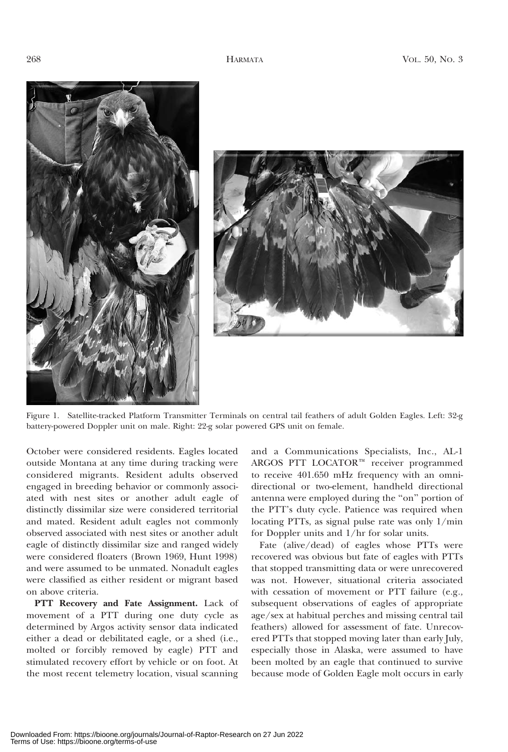Figure 1. Satellite-tracked Platform Transmitter Terminals on central tail feathers of adult Golden Eagles. Left: 32-g battery-powered Doppler unit on male. Right: 22-g solar powered GPS unit on female.

October were considered residents. Eagles located outside Montana at any time during tracking were considered migrants. Resident adults observed engaged in breeding behavior or commonly associated with nest sites or another adult eagle of distinctly dissimilar size were considered territorial and mated. Resident adult eagles not commonly observed associated with nest sites or another adult eagle of distinctly dissimilar size and ranged widely were considered floaters (Brown 1969, Hunt 1998) and were assumed to be unmated. Nonadult eagles were classified as either resident or migrant based on above criteria.

**PTT Recovery and Fate Assignment.** Lack of movement of a PTT during one duty cycle as determined by Argos activity sensor data indicated either a dead or debilitated eagle, or a shed (i.e., molted or forcibly removed by eagle) PTT and stimulated recovery effort by vehicle or on foot. At the most recent telemetry location, visual scanning and a Communications Specialists, Inc., AL-1 ARGOS PTT LOCATOR™ receiver programmed to receive 401.650 mHz frequency with an omnidirectional or two-element, handheld directional antenna were employed during the "on" portion of the PTT's duty cycle. Patience was required when locating PTTs, as signal pulse rate was only 1/min for Doppler units and 1/hr for solar units.

Fate (alive/dead) of eagles whose PTTs were recovered was obvious but fate of eagles with PTTs that stopped transmitting data or were unrecovered was not. However, situational criteria associated with cessation of movement or PTT failure (e.g., subsequent observations of eagles of appropriate age/sex at habitual perches and missing central tail feathers) allowed for assessment of fate. Unrecovered PTTs that stopped moving later than early July, especially those in Alaska, were assumed to have been molted by an eagle that continued to survive because mode of Golden Eagle molt occurs in early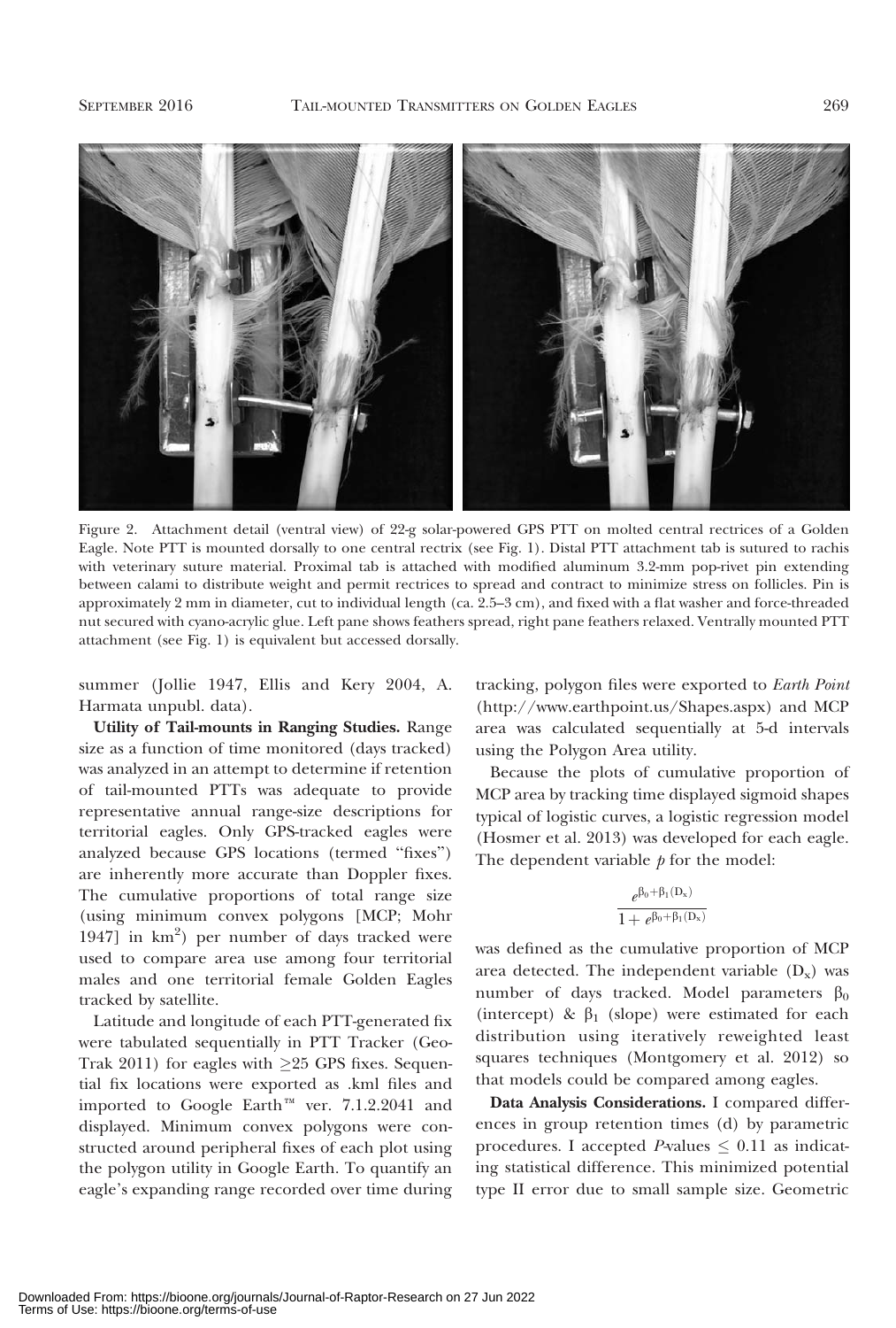Figure 2. Attachment detail (ventral view) of 22-g solar-powered GPS PTT on molted central rectrices of a Golden Eagle. Note PTT is mounted dorsally to one central rectrix (see Fig. 1). Distal PTT attachment tab is sutured to rachis with veterinary suture material. Proximal tab is attached with modified aluminum 3.2-mm pop-rivet pin extending between calami to distribute weight and permit rectrices to spread and contract to minimize stress on follicles. Pin is approximately 2 mm in diameter, cut to individual length (ca. 2.5–3 cm), and fixed with a flat washer and force-threaded nut secured with cyano-acrylic glue. Left pane shows feathers spread, right pane feathers relaxed. Ventrally mounted PTT attachment (see Fig. 1) is equivalent but accessed dorsally.

summer (Jollie 1947, Ellis and Kery 2004, A. Harmata unpubl. data).

**Utility of Tail-mounts in Ranging Studies.** Range size as a function of time monitored (days tracked) was analyzed in an attempt to determine if retention of tail-mounted PTTs was adequate to provide representative annual range-size descriptions for territorial eagles. Only GPS-tracked eagles were analyzed because GPS locations (termed "fixes") are inherently more accurate than Doppler fixes. The cumulative proportions of total range size (using minimum convex polygons [MCP; Mohr 1947] in km$^2$) per number of days tracked were used to compare area use among four territorial males and one territorial female Golden Eagles tracked by satellite.

Latitude and longitude of each PTT-generated fix were tabulated sequentially in PTT Tracker (Geo-Trak 2011) for eagles with $\geq$25 GPS fixes. Sequential fix locations were exported as .kml files and imported to Google Earth™ ver. 7.1.2.2041 and displayed. Minimum convex polygons were constructed around peripheral fixes of each plot using the polygon utility in Google Earth. To quantify an eagle's expanding range recorded over time during tracking, polygon files were exported to *Earth Point* (http://www.earthpoint.us/Shapes.aspx) and MCP area was calculated sequentially at 5-d intervals using the Polygon Area utility.

Because the plots of cumulative proportion of MCP area by tracking time displayed sigmoid shapes typical of logistic curves, a logistic regression model (Hosmer et al. 2013) was developed for each eagle. The dependent variable $p$ for the model:

$$\frac{e^{\beta_0+\beta_1(D_x)}}{1+e^{\beta_0+\beta_1(D_x)}}$$

was defined as the cumulative proportion of MCP area detected. The independent variable ($D_x$) was number of days tracked. Model parameters $\beta_0$ (intercept) & $\beta_1$ (slope) were estimated for each distribution using iteratively reweighted least squares techniques (Montgomery et al. 2012) so that models could be compared among eagles.

**Data Analysis Considerations.** I compared differences in group retention times (d) by parametric procedures. I accepted $P$-values $\leq$ 0.11 as indicating statistical difference. This minimized potential type II error due to small sample size. Geometric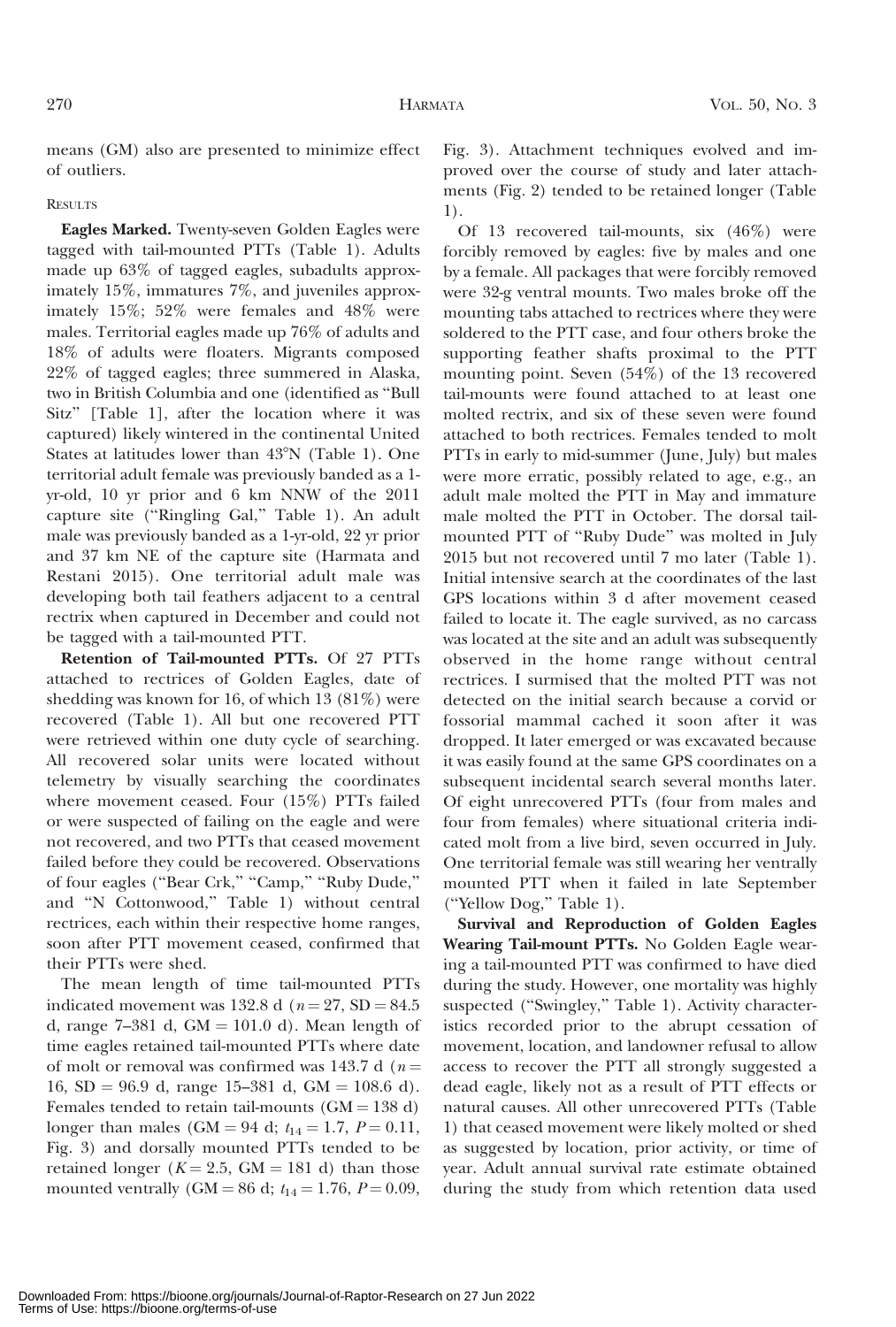means (GM) also are presented to minimize effect of outliers.

## Results

**Eagles Marked.** Twenty-seven Golden Eagles were tagged with tail-mounted PTTs (Table 1). Adults made up 63% of tagged eagles, subadults approximately 15%, immatures 7%, and juveniles approximately 15%; 52% were females and 48% were males. Territorial eagles made up 76% of adults and 18% of adults were floaters. Migrants composed 22% of tagged eagles; three summered in Alaska, two in British Columbia and one (identified as "Bull Sitz" [Table 1], after the location where it was captured) likely wintered in the continental United States at latitudes lower than 43°N (Table 1). One territorial adult female was previously banded as a 1-yr-old, 10 yr prior and 6 km NNW of the 2011 capture site ("Ringling Gal," Table 1). An adult male was previously banded as a 1-yr-old, 22 yr prior and 37 km NE of the capture site (Harmata and Restani 2015). One territorial adult male was developing both tail feathers adjacent to a central rectrix when captured in December and could not be tagged with a tail-mounted PTT.

**Retention of Tail-mounted PTTs.** Of 27 PTTs attached to rectrices of Golden Eagles, date of shedding was known for 16, of which 13 (81%) were recovered (Table 1). All but one recovered PTT were retrieved within one duty cycle of searching. All recovered solar units were located without telemetry by visually searching the coordinates where movement ceased. Four (15%) PTTs failed or were suspected of failing on the eagle and were not recovered, and two PTTs that ceased movement failed before they could be recovered. Observations of four eagles ("Bear Crk," "Camp," "Ruby Dude," and "N Cottonwood," Table 1) without central rectrices, each within their respective home ranges, soon after PTT movement ceased, confirmed that their PTTs were shed.

The mean length of time tail-mounted PTTs indicated movement was 132.8 d ($n = 27$, SD = 84.5 d, range 7–381 d, GM = 101.0 d). Mean length of time eagles retained tail-mounted PTTs where date of molt or removal was confirmed was 143.7 d ($n = 16$, SD = 96.9 d, range 15–381 d, GM = 108.6 d). Females tended to retain tail-mounts (GM = 138 d) longer than males (GM = 94 d; $t_{14} = 1.7$, $P = 0.11$, Fig. 3) and dorsally mounted PTTs tended to be retained longer ($K = 2.5$, GM = 181 d) than those mounted ventrally (GM = 86 d; $t_{14} = 1.76$, $P = 0.09$, Fig. 3). Attachment techniques evolved and improved over the course of study and later attachments (Fig. 2) tended to be retained longer (Table 1).

Of 13 recovered tail-mounts, six (46%) were forcibly removed by eagles: five by males and one by a female. All packages that were forcibly removed were 32-g ventral mounts. Two males broke off the mounting tabs attached to rectrices where they were soldered to the PTT case, and four others broke the supporting feather shafts proximal to the PTT mounting point. Seven (54%) of the 13 recovered tail-mounts were found attached to at least one molted rectrix, and six of these seven were found attached to both rectrices. Females tended to molt PTTs in early to mid-summer (June, July) but males were more erratic, possibly related to age, e.g., an adult male molted the PTT in May and immature male molted the PTT in October. The dorsal tail-mounted PTT of "Ruby Dude" was molted in July 2015 but not recovered until 7 mo later (Table 1). Initial intensive search at the coordinates of the last GPS locations within 3 d after movement ceased failed to locate it. The eagle survived, as no carcass was located at the site and an adult was subsequently observed in the home range without central rectrices. I surmised that the molted PTT was not detected on the initial search because a corvid or fossorial mammal cached it soon after it was dropped. It later emerged or was excavated because it was easily found at the same GPS coordinates on a subsequent incidental search several months later. Of eight unrecovered PTTs (four from males and four from females) where situational criteria indicated molt from a live bird, seven occurred in July. One territorial female was still wearing her ventrally mounted PTT when it failed in late September ("Yellow Dog," Table 1).

**Survival and Reproduction of Golden Eagles Wearing Tail-mount PTTs.** No Golden Eagle wearing a tail-mounted PTT was confirmed to have died during the study. However, one mortality was highly suspected ("Swingley," Table 1). Activity characteristics recorded prior to the abrupt cessation of movement, location, and landowner refusal to allow access to recover the PTT all strongly suggested a dead eagle, likely not as a result of PTT effects or natural causes. All other unrecovered PTTs (Table 1) that ceased movement were likely molted or shed as suggested by location, prior activity, or time of year. Adult annual survival rate estimate obtained during the study from which retention data used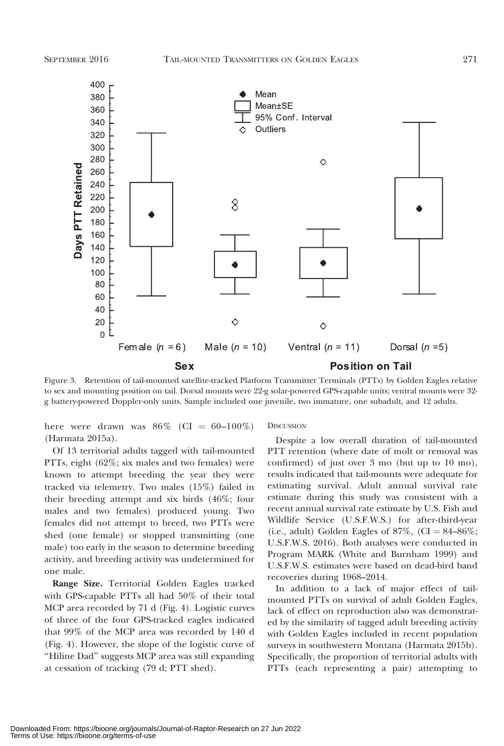Figure 3. Retention of tail-mounted satellite-tracked Platform Transmitter Terminals (PTTs) by Golden Eagles relative to sex and mounting position on tail. Dorsal mounts were 22-g solar-powered GPS-capable units; ventral mounts were 32-g battery-powered Doppler-only units. Sample included one juvenile, two immature, one subadult, and 12 adults.

here were drawn was 86% (CI = 60–100%) (Harmata 2015a).

Of 13 territorial adults tagged with tail-mounted PTTs, eight (62%; six males and two females) were known to attempt breeding the year they were tracked via telemetry. Two males (15%) failed in their breeding attempt and six birds (46%; four males and two females) produced young. Two females did not attempt to breed, two PTTs were shed (one female) or stopped transmitting (one male) too early in the season to determine breeding activity, and breeding activity was undetermined for one male.

**Range Size.** Territorial Golden Eagles tracked with GPS-capable PTTs all had 50% of their total MCP area recorded by 71 d (Fig. 4). Logistic curves of three of the four GPS-tracked eagles indicated that 99% of the MCP area was recorded by 140 d (Fig. 4). However, the slope of the logistic curve of "Hiline Dad" suggests MCP area was still expanding at cessation of tracking (79 d; PTT shed).

## Discussion

Despite a low overall duration of tail-mounted PTT retention (where date of molt or removal was confirmed) of just over 3 mo (but up to 10 mo), results indicated that tail-mounts were adequate for estimating survival. Adult annual survival rate estimate during this study was consistent with a recent annual survival rate estimate by U.S. Fish and Wildlife Service (U.S.F.W.S.) for after-third-year (i.e., adult) Golden Eagles of 87%, (CI = 84–86%; U.S.F.W.S. 2016). Both analyses were conducted in Program MARK (White and Burnham 1999) and U.S.F.W.S. estimates were based on dead-bird band recoveries during 1968–2014.

In addition to a lack of major effect of tail-mounted PTTs on survival of adult Golden Eagles, lack of effect on reproduction also was demonstrated by the similarity of tagged adult breeding activity with Golden Eagles included in recent population surveys in southwestern Montana (Harmata 2015b). Specifically, the proportion of territorial adults with PTTs (each representing a pair) attempting to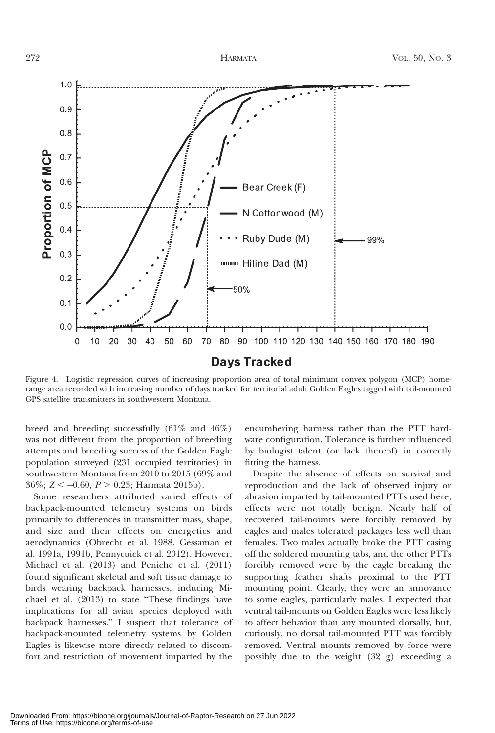Figure 4. Logistic regression curves of increasing proportion area of total minimum convex polygon (MCP) home-range area recorded with increasing number of days tracked for territorial adult Golden Eagles tagged with tail-mounted GPS satellite transmitters in southwestern Montana.

breed and breeding successfully (61% and 46%) was not different from the proportion of breeding attempts and breeding success of the Golden Eagle population surveyed (231 occupied territories) in southwestern Montana from 2010 to 2015 (69% and 36%; $Z < -0.60$, $P > 0.23$; Harmata 2015b).

Some researchers attributed varied effects of backpack-mounted telemetry systems on birds primarily to differences in transmitter mass, shape, and size and their effects on energetics and aerodynamics (Obrecht et al. 1988, Gessaman et al. 1991a, 1991b, Pennycuick et al. 2012). However, Michael et al. (2013) and Peniche et al. (2011) found significant skeletal and soft tissue damage to birds wearing backpack harnesses, inducing Michael et al. (2013) to state "These findings have implications for all avian species deployed with backpack harnesses." I suspect that tolerance of backpack-mounted telemetry systems by Golden Eagles is likewise more directly related to discomfort and restriction of movement imparted by the encumbering harness rather than the PTT hardware configuration. Tolerance is further influenced by biologist talent (or lack thereof) in correctly fitting the harness.

Despite the absence of effects on survival and reproduction and the lack of observed injury or abrasion imparted by tail-mounted PTTs used here, effects were not totally benign. Nearly half of recovered tail-mounts were forcibly removed by eagles and males tolerated packages less well than females. Two males actually broke the PTT casing off the soldered mounting tabs, and the other PTTs forcibly removed were by the eagle breaking the supporting feather shafts proximal to the PTT mounting point. Clearly, they were an annoyance to some eagles, particularly males. I expected that ventral tail-mounts on Golden Eagles were less likely to affect behavior than any mounted dorsally, but, curiously, no dorsal tail-mounted PTT was forcibly removed. Ventral mounts removed by force were possibly due to the weight (32 g) exceeding a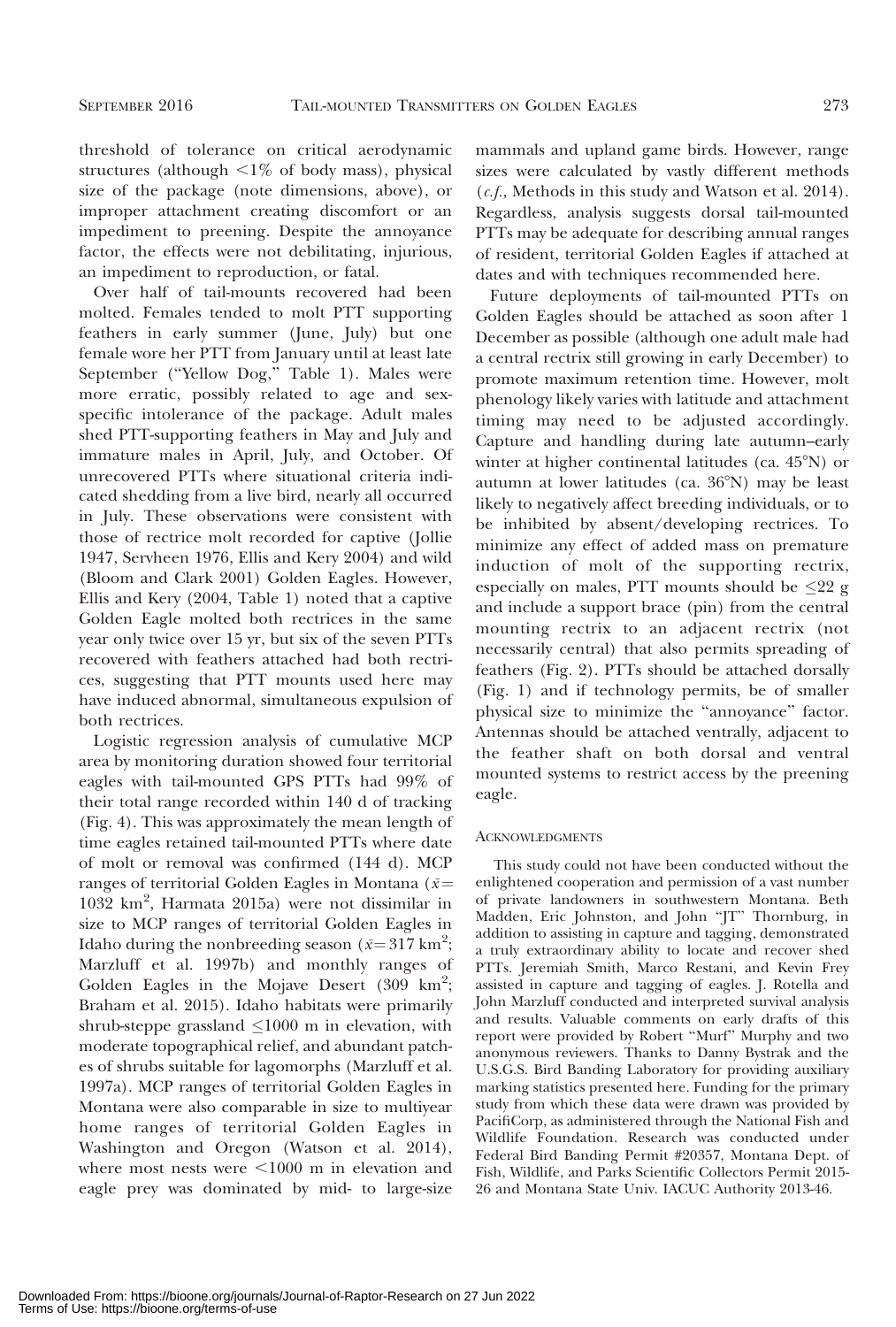threshold of tolerance on critical aerodynamic structures (although <1% of body mass), physical size of the package (note dimensions, above), or improper attachment creating discomfort or an impediment to preening. Despite the annoyance factor, the effects were not debilitating, injurious, an impediment to reproduction, or fatal.

Over half of tail-mounts recovered had been molted. Females tended to molt PTT supporting feathers in early summer (June, July) but one female wore her PTT from January until at least late September ("Yellow Dog," Table 1). Males were more erratic, possibly related to age and sex-specific intolerance of the package. Adult males shed PTT-supporting feathers in May and July and immature males in April, July, and October. Of unrecovered PTTs where situational criteria indicated shedding from a live bird, nearly all occurred in July. These observations were consistent with those of rectrice molt recorded for captive (Jollie 1947, Servheen 1976, Ellis and Kery 2004) and wild (Bloom and Clark 2001) Golden Eagles. However, Ellis and Kery (2004, Table 1) noted that a captive Golden Eagle molted both rectrices in the same year only twice over 15 yr, but six of the seven PTTs recovered with feathers attached had both rectrices, suggesting that PTT mounts used here may have induced abnormal, simultaneous expulsion of both rectrices.

Logistic regression analysis of cumulative MCP area by monitoring duration showed four territorial eagles with tail-mounted GPS PTTs had 99% of their total range recorded within 140 d of tracking (Fig. 4). This was approximately the mean length of time eagles retained tail-mounted PTTs where date of molt or removal was confirmed (144 d). MCP ranges of territorial Golden Eagles in Montana ($\bar{x} = 1032$ km$^2$, Harmata 2015a) were not dissimilar in size to MCP ranges of territorial Golden Eagles in Idaho during the nonbreeding season ($\bar{x} = 317$ km$^2$; Marzluff et al. 1997b) and monthly ranges of Golden Eagles in the Mojave Desert (309 km$^2$; Braham et al. 2015). Idaho habitats were primarily shrub-steppe grassland ≤1000 m in elevation, with moderate topographical relief, and abundant patches of shrubs suitable for lagomorphs (Marzluff et al. 1997a). MCP ranges of territorial Golden Eagles in Montana were also comparable in size to multiyear home ranges of territorial Golden Eagles in Washington and Oregon (Watson et al. 2014), where most nests were <1000 m in elevation and eagle prey was dominated by mid- to large-size mammals and upland game birds. However, range sizes were calculated by vastly different methods (*c.f.,* Methods in this study and Watson et al. 2014). Regardless, analysis suggests dorsal tail-mounted PTTs may be adequate for describing annual ranges of resident, territorial Golden Eagles if attached at dates and with techniques recommended here.

Future deployments of tail-mounted PTTs on Golden Eagles should be attached as soon after 1 December as possible (although one adult male had a central rectrix still growing in early December) to promote maximum retention time. However, molt phenology likely varies with latitude and attachment timing may need to be adjusted accordingly. Capture and handling during late autumn–early winter at higher continental latitudes (ca. 45°N) or autumn at lower latitudes (ca. 36°N) may be least likely to negatively affect breeding individuals, or to be inhibited by absent/developing rectrices. To minimize any effect of added mass on premature induction of molt of the supporting rectrix, especially on males, PTT mounts should be ≤22 g and include a support brace (pin) from the central mounting rectrix to an adjacent rectrix (not necessarily central) that also permits spreading of feathers (Fig. 2). PTTs should be attached dorsally (Fig. 1) and if technology permits, be of smaller physical size to minimize the "annoyance" factor. Antennas should be attached ventrally, adjacent to the feather shaft on both dorsal and ventral mounted systems to restrict access by the preening eagle.

## Acknowledgments

This study could not have been conducted without the enlightened cooperation and permission of a vast number of private landowners in southwestern Montana. Beth Madden, Eric Johnston, and John "JT" Thornburg, in addition to assisting in capture and tagging, demonstrated a truly extraordinary ability to locate and recover shed PTTs. Jeremiah Smith, Marco Restani, and Kevin Frey assisted in capture and tagging of eagles. J. Rotella and John Marzluff conducted and interpreted survival analysis and results. Valuable comments on early drafts of this report were provided by Robert "Murf" Murphy and two anonymous reviewers. Thanks to Danny Bystrak and the U.S.G.S. Bird Banding Laboratory for providing auxiliary marking statistics presented here. Funding for the primary study from which these data were drawn was provided by PacifiCorp, as administered through the National Fish and Wildlife Foundation. Research was conducted under Federal Bird Banding Permit #20357, Montana Dept. of Fish, Wildlife, and Parks Scientific Collectors Permit 2015-26 and Montana State Univ. IACUC Authority 2013-46.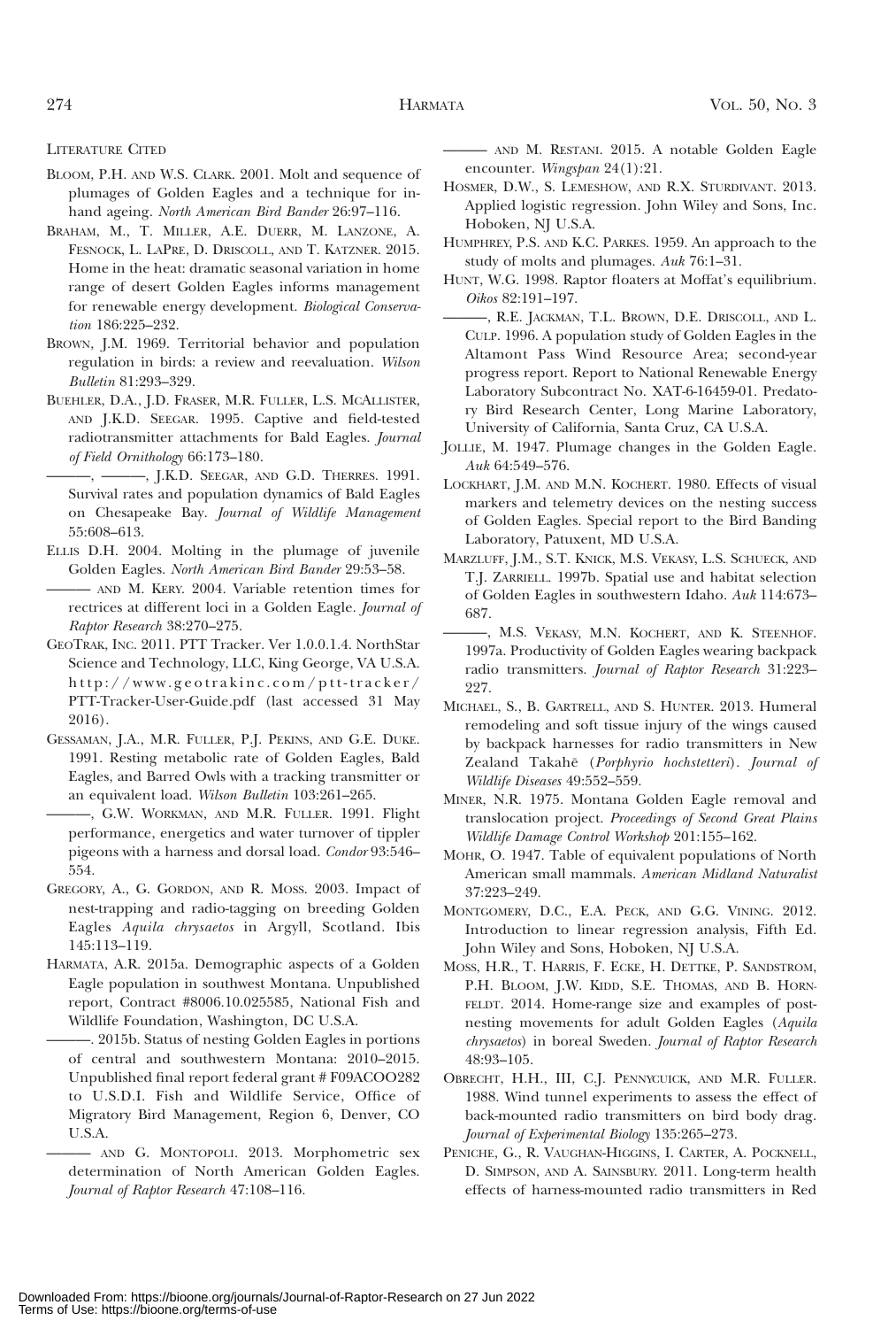## Literature Cited

Bloom, P.H. and W.S. Clark. 2001. Molt and sequence of plumages of Golden Eagles and a technique for in-hand ageing. *North American Bird Bander* 26:97–116.

Braham, M., T. Miller, A.E. Duerr, M. Lanzone, A. Fesnock, L. LaPre, D. Driscoll, and T. Katzner. 2015. Home in the heat: dramatic seasonal variation in home range of desert Golden Eagles informs management for renewable energy development. *Biological Conservation* 186:225–232.

Brown, J.M. 1969. Territorial behavior and population regulation in birds: a review and reevaluation. *Wilson Bulletin* 81:293–329.

Buehler, D.A., J.D. Fraser, M.R. Fuller, L.S. McAllister, and J.K.D. Seegar. 1995. Captive and field-tested radiotransmitter attachments for Bald Eagles. *Journal of Field Ornithology* 66:173–180.

———, ———, J.K.D. Seegar, and G.D. Therres. 1991. Survival rates and population dynamics of Bald Eagles on Chesapeake Bay. *Journal of Wildlife Management* 55:608–613.

Ellis D.H. 2004. Molting in the plumage of juvenile Golden Eagles. *North American Bird Bander* 29:53–58.

——— and M. Kery. 2004. Variable retention times for rectrices at different loci in a Golden Eagle. *Journal of Raptor Research* 38:270–275.

GeoTrak, Inc. 2011. PTT Tracker. Ver 1.0.0.1.4. NorthStar Science and Technology, LLC, King George, VA U.S.A. http://www.geotrakinc.com/ptt-tracker/PTT-Tracker-User-Guide.pdf (last accessed 31 May 2016).

Gessaman, J.A., M.R. Fuller, P.J. Pekins, and G.E. Duke. 1991. Resting metabolic rate of Golden Eagles, Bald Eagles, and Barred Owls with a tracking transmitter or an equivalent load. *Wilson Bulletin* 103:261–265.

———, G.W. Workman, and M.R. Fuller. 1991. Flight performance, energetics and water turnover of tippler pigeons with a harness and dorsal load. *Condor* 93:546–554.

Gregory, A., G. Gordon, and R. Moss. 2003. Impact of nest-trapping and radio-tagging on breeding Golden Eagles *Aquila chrysaetos* in Argyll, Scotland. Ibis 145:113–119.

Harmata, A.R. 2015a. Demographic aspects of a Golden Eagle population in southwest Montana. Unpublished report, Contract #8006.10.025585, National Fish and Wildlife Foundation, Washington, DC U.S.A.

———. 2015b. Status of nesting Golden Eagles in portions of central and southwestern Montana: 2010–2015. Unpublished final report federal grant # F09ACOO282 to U.S.D.I. Fish and Wildlife Service, Office of Migratory Bird Management, Region 6, Denver, CO U.S.A.

——— and G. Montopoli. 2013. Morphometric sex determination of North American Golden Eagles. *Journal of Raptor Research* 47:108–116.

——— and M. Restani. 2015. A notable Golden Eagle encounter. *Wingspan* 24(1):21.

Hosmer, D.W., S. Lemeshow, and R.X. Sturdivant. 2013. Applied logistic regression. John Wiley and Sons, Inc. Hoboken, NJ U.S.A.

Humphrey, P.S. and K.C. Parkes. 1959. An approach to the study of molts and plumages. *Auk* 76:1–31.

Hunt, W.G. 1998. Raptor floaters at Moffat's equilibrium. *Oikos* 82:191–197.

———, R.E. Jackman, T.L. Brown, D.E. Driscoll, and L. Culp. 1996. A population study of Golden Eagles in the Altamont Pass Wind Resource Area; second-year progress report. Report to National Renewable Energy Laboratory Subcontract No. XAT-6-16459-01. Predatory Bird Research Center, Long Marine Laboratory, University of California, Santa Cruz, CA U.S.A.

Jollie, M. 1947. Plumage changes in the Golden Eagle. *Auk* 64:549–576.

Lockhart, J.M. and M.N. Kochert. 1980. Effects of visual markers and telemetry devices on the nesting success of Golden Eagles. Special report to the Bird Banding Laboratory, Patuxent, MD U.S.A.

Marzluff, J.M., S.T. Knick, M.S. Vekasy, L.S. Schueck, and T.J. Zarriell. 1997b. Spatial use and habitat selection of Golden Eagles in southwestern Idaho. *Auk* 114:673–687.

———, M.S. Vekasy, M.N. Kochert, and K. Steenhof. 1997a. Productivity of Golden Eagles wearing backpack radio transmitters. *Journal of Raptor Research* 31:223–227.

Michael, S., B. Gartrell, and S. Hunter. 2013. Humeral remodeling and soft tissue injury of the wings caused by backpack harnesses for radio transmitters in New Zealand Takahē (*Porphyrio hochstetteri*). *Journal of Wildlife Diseases* 49:552–559.

Miner, N.R. 1975. Montana Golden Eagle removal and translocation project. *Proceedings of Second Great Plains Wildlife Damage Control Workshop* 201:155–162.

Mohr, O. 1947. Table of equivalent populations of North American small mammals. *American Midland Naturalist* 37:223–249.

Montgomery, D.C., E.A. Peck, and G.G. Vining. 2012. Introduction to linear regression analysis, Fifth Ed. John Wiley and Sons, Hoboken, NJ U.S.A.

Moss, H.R., T. Harris, F. Ecke, H. Dettke, P. Sandstrom, P.H. Bloom, J.W. Kidd, S.E. Thomas, and B. Hornfeldt. 2014. Home-range size and examples of post-nesting movements for adult Golden Eagles (*Aquila chrysaetos*) in boreal Sweden. *Journal of Raptor Research* 48:93–105.

Obrecht, H.H., III, C.J. Pennycuick, and M.R. Fuller. 1988. Wind tunnel experiments to assess the effect of back-mounted radio transmitters on bird body drag. *Journal of Experimental Biology* 135:265–273.

Peniche, G., R. Vaughan-Higgins, I. Carter, A. Pocknell, D. Simpson, and A. Sainsbury. 2011. Long-term health effects of harness-mounted radio transmitters in Red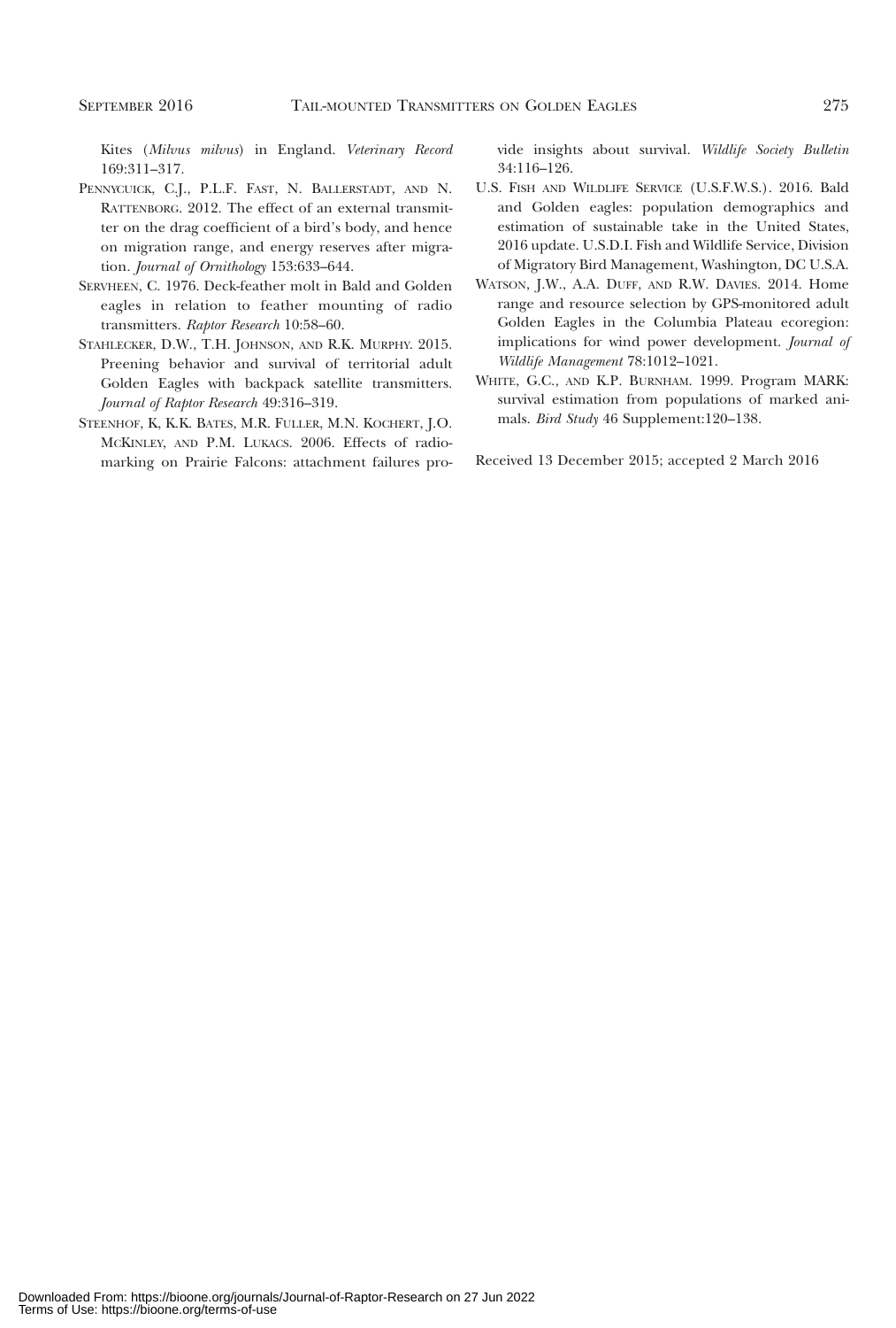Kites (*Milvus milvus*) in England. *Veterinary Record* 169:311–317.

PENNYCUICK, C.J., P.L.F. FAST, N. BALLERSTADT, AND N. RATTENBORG. 2012. The effect of an external transmitter on the drag coefficient of a bird's body, and hence on migration range, and energy reserves after migration. *Journal of Ornithology* 153:633–644.

SERVHEEN, C. 1976. Deck-feather molt in Bald and Golden eagles in relation to feather mounting of radio transmitters. *Raptor Research* 10:58–60.

STAHLECKER, D.W., T.H. JOHNSON, AND R.K. MURPHY. 2015. Preening behavior and survival of territorial adult Golden Eagles with backpack satellite transmitters. *Journal of Raptor Research* 49:316–319.

STEENHOF, K, K.K. BATES, M.R. FULLER, M.N. KOCHERT, J.O. MCKINLEY, AND P.M. LUKACS. 2006. Effects of radiomarking on Prairie Falcons: attachment failures provide insights about survival. *Wildlife Society Bulletin* 34:116–126.

U.S. FISH AND WILDLIFE SERVICE (U.S.F.W.S.). 2016. Bald and Golden eagles: population demographics and estimation of sustainable take in the United States, 2016 update. U.S.D.I. Fish and Wildlife Service, Division of Migratory Bird Management, Washington, DC U.S.A.

WATSON, J.W., A.A. DUFF, AND R.W. DAVIES. 2014. Home range and resource selection by GPS-monitored adult Golden Eagles in the Columbia Plateau ecoregion: implications for wind power development. *Journal of Wildlife Management* 78:1012–1021.

WHITE, G.C., AND K.P. BURNHAM. 1999. Program MARK: survival estimation from populations of marked animals. *Bird Study* 46 Supplement:120–138.

Received 13 December 2015; accepted 2 March 2016